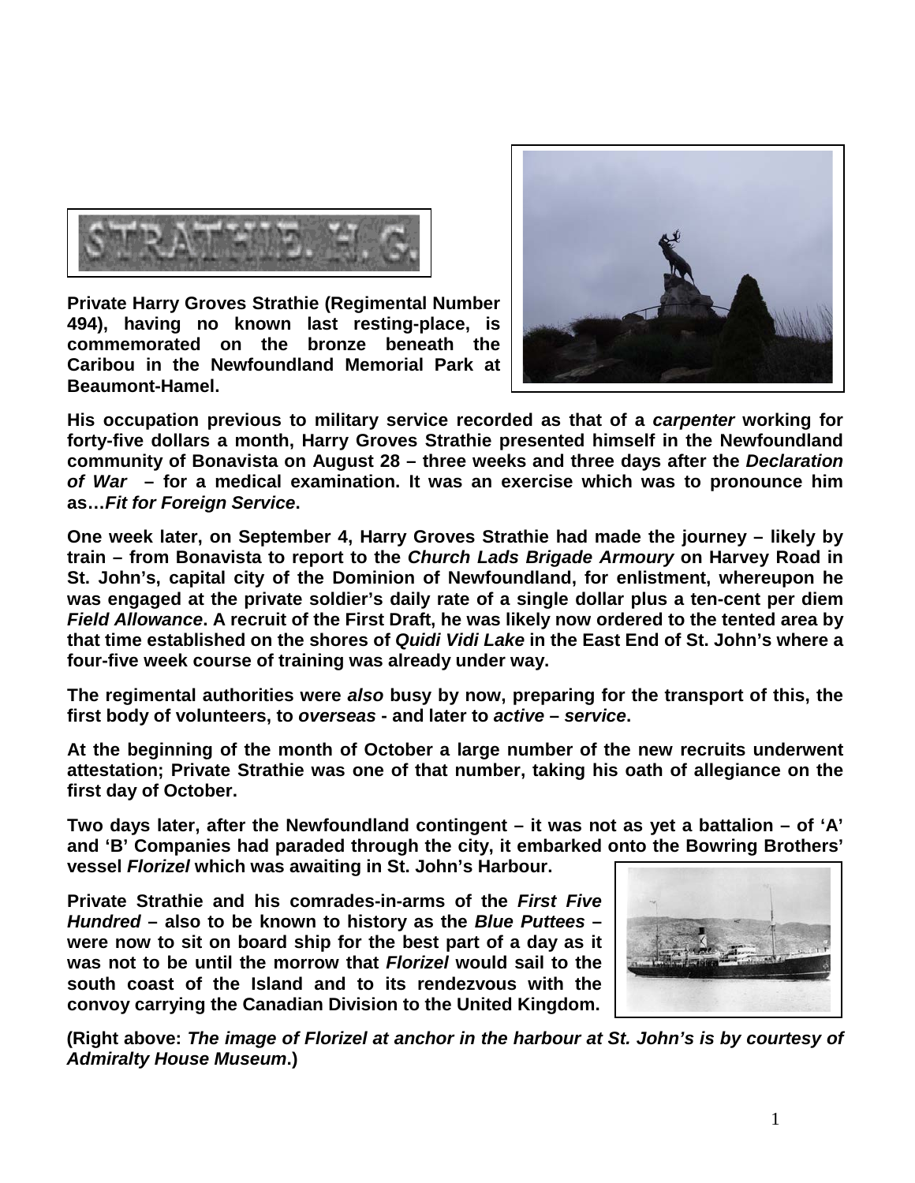STRATHIE. H. G.

**Private Harry Groves Strathie (Regimental Number 494), having no known last resting-place, is commemorated on the bronze beneath the Caribou in the Newfoundland Memorial Park at Beaumont-Hamel.**

**His occupation previous to military service recorded as that of a *carpenter* working for forty-five dollars a month, Harry Groves Strathie presented himself in the Newfoundland community of Bonavista on August 28 – three weeks and three days after the *Declaration of War* – for a medical examination. It was an exercise which was to pronounce him as…*Fit for Foreign Service*.**

**One week later, on September 4, Harry Groves Strathie had made the journey – likely by train – from Bonavista to report to the *Church Lads Brigade Armoury* on Harvey Road in St. John's, capital city of the Dominion of Newfoundland, for enlistment, whereupon he was engaged at the private soldier's daily rate of a single dollar plus a ten-cent per diem *Field Allowance*. A recruit of the First Draft, he was likely now ordered to the tented area by that time established on the shores of *Quidi Vidi Lake* in the East End of St. John's where a four-five week course of training was already under way.**

**The regimental authorities were *also* busy by now, preparing for the transport of this, the first body of volunteers, to *overseas* - and later to *active – service*.**

**At the beginning of the month of October a large number of the new recruits underwent attestation; Private Strathie was one of that number, taking his oath of allegiance on the first day of October.**

**Two days later, after the Newfoundland contingent – it was not as yet a battalion – of 'A' and 'B' Companies had paraded through the city, it embarked onto the Bowring Brothers' vessel *Florizel* which was awaiting in St. John's Harbour.**

**Private Strathie and his comrades-in-arms of the *First Five Hundred* – also to be known to history as the *Blue Puttees* – were now to sit on board ship for the best part of a day as it was not to be until the morrow that *Florizel* would sail to the south coast of the Island and to its rendezvous with the convoy carrying the Canadian Division to the United Kingdom.**

**(Right above: *The image of Florizel at anchor in the harbour at St. John's is by courtesy of Admiralty House Museum*.)**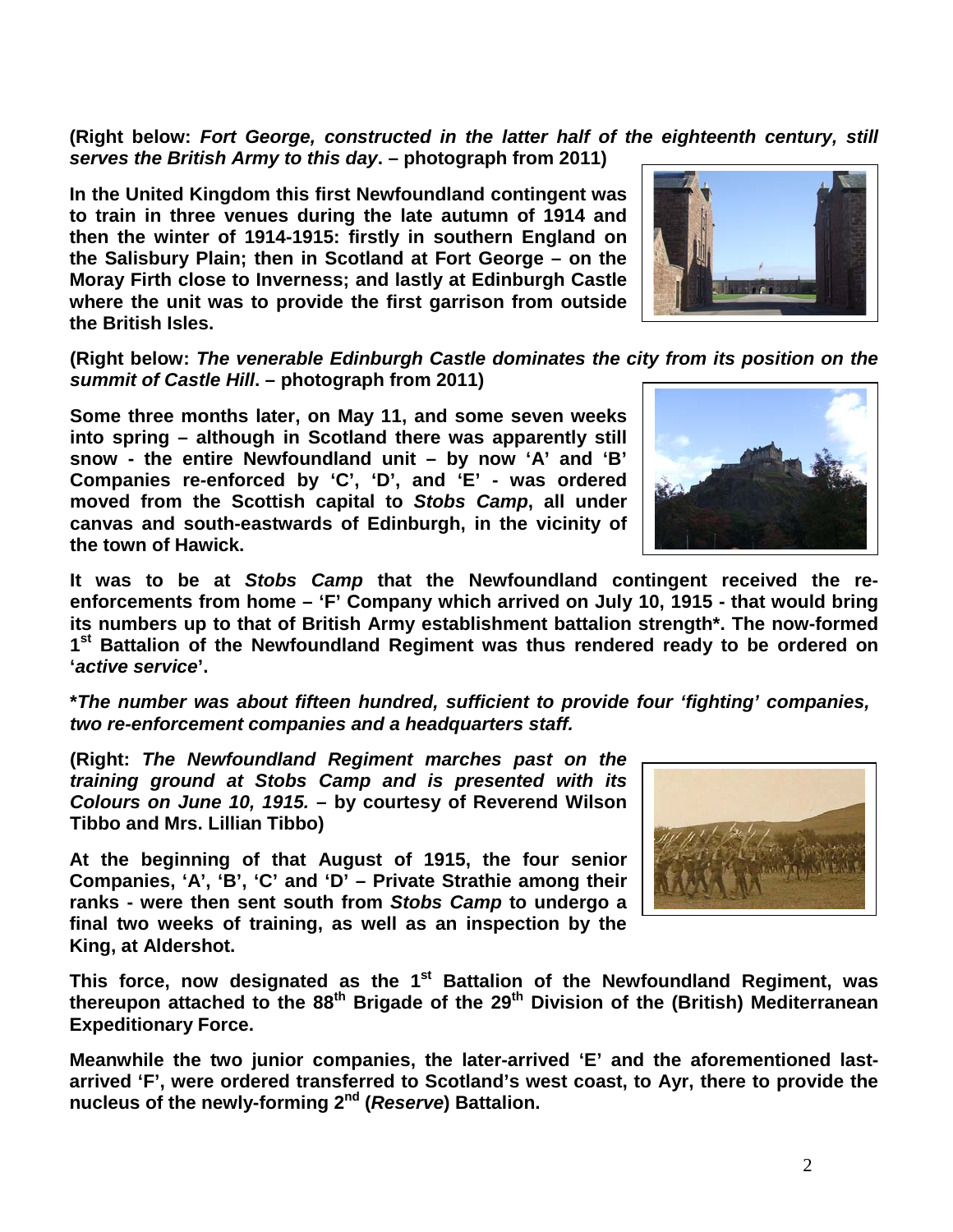**(Right below: *Fort George, constructed in the latter half of the eighteenth century, still serves the British Army to this day*. – photograph from 2011)**

**In the United Kingdom this first Newfoundland contingent was to train in three venues during the late autumn of 1914 and then the winter of 1914-1915: firstly in southern England on the Salisbury Plain; then in Scotland at Fort George – on the Moray Firth close to Inverness; and lastly at Edinburgh Castle where the unit was to provide the first garrison from outside the British Isles.**

**(Right below: *The venerable Edinburgh Castle dominates the city from its position on the summit of Castle Hill*. – photograph from 2011)**

**Some three months later, on May 11, and some seven weeks into spring – although in Scotland there was apparently still snow - the entire Newfoundland unit – by now 'A' and 'B' Companies re-enforced by 'C', 'D', and 'E' - was ordered moved from the Scottish capital to *Stobs Camp*, all under canvas and south-eastwards of Edinburgh, in the vicinity of the town of Hawick.**

**It was to be at *Stobs Camp* that the Newfoundland contingent received the re-enforcements from home – 'F' Company which arrived on July 10, 1915 - that would bring its numbers up to that of British Army establishment battalion strength\*. The now-formed 1st Battalion of the Newfoundland Regiment was thus rendered ready to be ordered on '*active service*'.**

***The number was about fifteen hundred, sufficient to provide four 'fighting' companies, two re-enforcement companies and a headquarters staff.***

**(Right: *The Newfoundland Regiment marches past on the training ground at Stobs Camp and is presented with its Colours on June 10, 1915.* – by courtesy of Reverend Wilson Tibbo and Mrs. Lillian Tibbo)**

**At the beginning of that August of 1915, the four senior Companies, 'A', 'B', 'C' and 'D' – Private Strathie among their ranks - were then sent south from *Stobs Camp* to undergo a final two weeks of training, as well as an inspection by the King, at Aldershot.**

**This force, now designated as the 1st Battalion of the Newfoundland Regiment, was thereupon attached to the 88th Brigade of the 29th Division of the (British) Mediterranean Expeditionary Force.**

**Meanwhile the two junior companies, the later-arrived 'E' and the aforementioned last-arrived 'F', were ordered transferred to Scotland's west coast, to Ayr, there to provide the nucleus of the newly-forming 2nd (*Reserve*) Battalion.**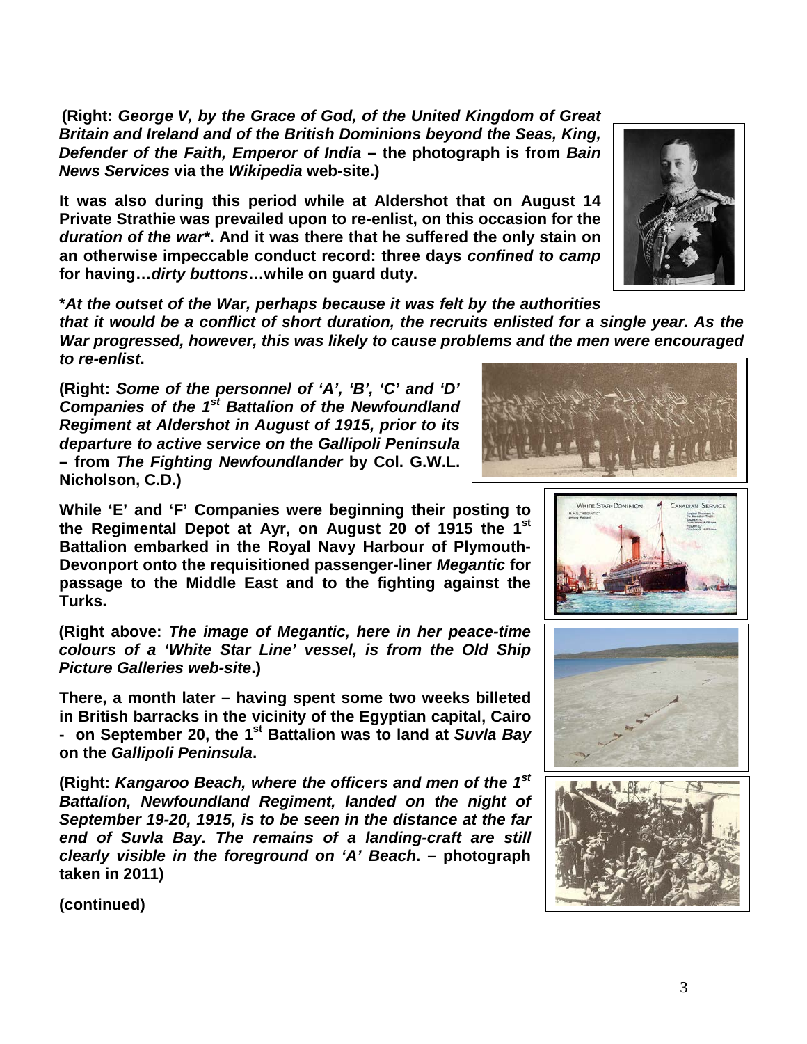**(Right:** ***George V, by the Grace of God, of the United Kingdom of Great Britain and Ireland and of the British Dominions beyond the Seas, King, Defender of the Faith, Emperor of India*** **– the photograph is from** ***Bain News Services*** **via the** ***Wikipedia*** **web-site.)**

**It was also during this period while at Aldershot that on August 14 Private Strathie was prevailed upon to re-enlist, on this occasion for the** ***duration of the war****\*\***. And it was there that he suffered the only stain on an otherwise impeccable conduct record: three days** ***confined to camp*** **for having…*****dirty buttons*****…while on guard duty.**

**\****At the outset of the War, perhaps because it was felt by the authorities that it would be a conflict of short duration, the recruits enlisted for a single year. As the War progressed, however, this was likely to cause problems and the men were encouraged to re-enlist***.**

**(Right:** ***Some of the personnel of 'A', 'B', 'C' and 'D' Companies of the 1st Battalion of the Newfoundland Regiment at Aldershot in August of 1915, prior to its departure to active service on the Gallipoli Peninsula*** **– from** ***The Fighting Newfoundlander*** **by Col. G.W.L. Nicholson, C.D.)**

**While 'E' and 'F' Companies were beginning their posting to the Regimental Depot at Ayr, on August 20 of 1915 the 1st Battalion embarked in the Royal Navy Harbour of Plymouth-Devonport onto the requisitioned passenger-liner** ***Megantic*** **for passage to the Middle East and to the fighting against the Turks.**

**(Right above:** ***The image of Megantic, here in her peace-time colours of a 'White Star Line' vessel, is from the Old Ship Picture Galleries web-site*****.)**

**There, a month later – having spent some two weeks billeted in British barracks in the vicinity of the Egyptian capital, Cairo - on September 20, the 1st Battalion was to land at** ***Suvla Bay*** **on the** ***Gallipoli Peninsula*****.**

**(Right:** ***Kangaroo Beach, where the officers and men of the 1st Battalion, Newfoundland Regiment, landed on the night of September 19-20, 1915, is to be seen in the distance at the far end of Suvla Bay. The remains of a landing-craft are still clearly visible in the foreground on 'A' Beach*****. – photograph taken in 2011)**

**(continued)**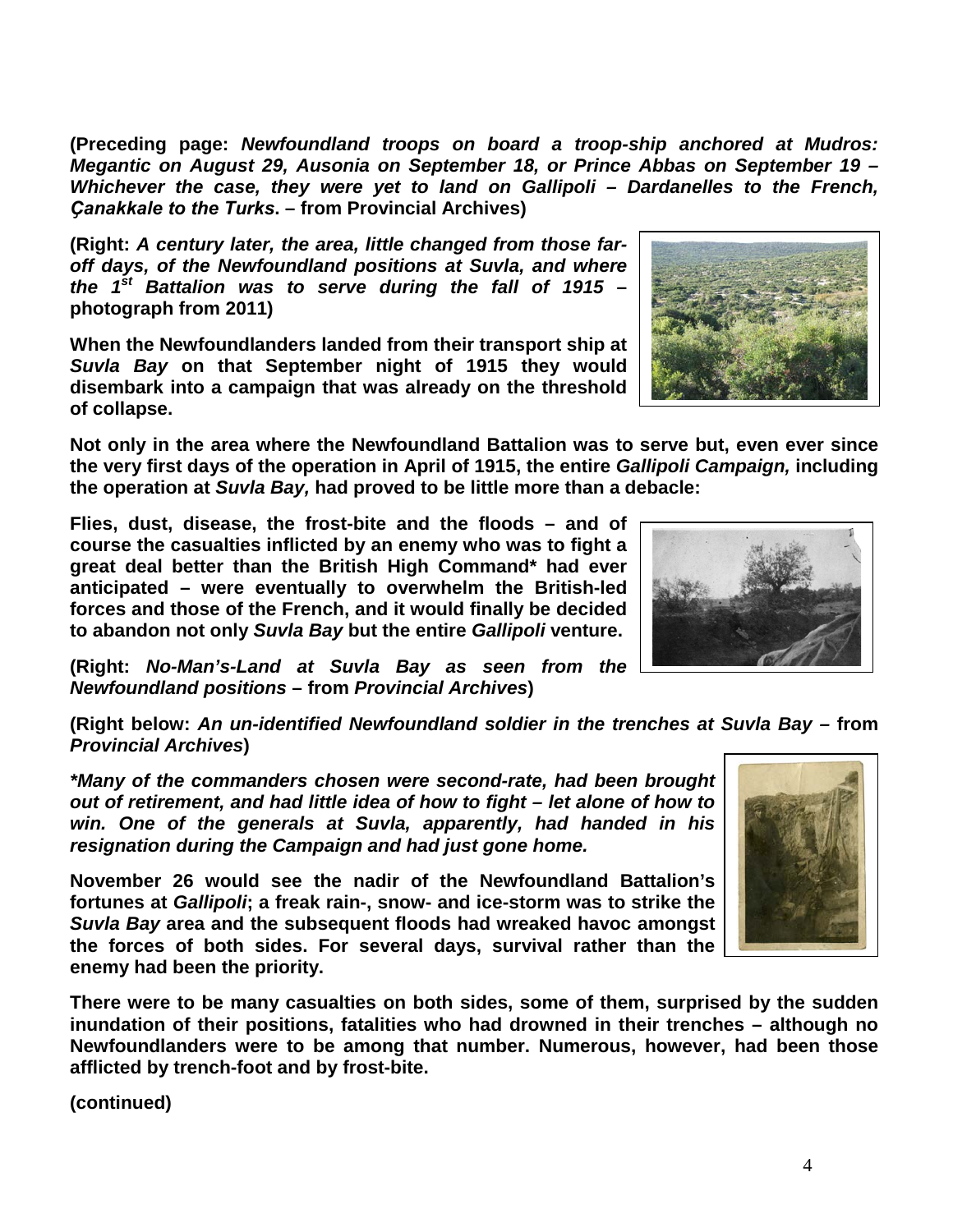**(Preceding page: *Newfoundland troops on board a troop-ship anchored at Mudros: Megantic on August 29, Ausonia on September 18, or Prince Abbas on September 19 – Whichever the case, they were yet to land on Gallipoli – Dardanelles to the French, Çanakkale to the Turks*. – from Provincial Archives)**

**(Right: *A century later, the area, little changed from those far-off days, of the Newfoundland positions at Suvla, and where the 1st Battalion was to serve during the fall of 1915* – photograph from 2011)**

**When the Newfoundlanders landed from their transport ship at *Suvla Bay* on that September night of 1915 they would disembark into a campaign that was already on the threshold of collapse.**

**Not only in the area where the Newfoundland Battalion was to serve but, even ever since the very first days of the operation in April of 1915, the entire *Gallipoli Campaign,* including the operation at *Suvla Bay,* had proved to be little more than a debacle:**

**Flies, dust, disease, the frost-bite and the floods – and of course the casualties inflicted by an enemy who was to fight a great deal better than the British High Command\* had ever anticipated – were eventually to overwhelm the British-led forces and those of the French, and it would finally be decided to abandon not only *Suvla Bay* but the entire *Gallipoli* venture.**

**(Right: *No-Man's-Land at Suvla Bay as seen from the Newfoundland positions* – from *Provincial Archives*)**

**(Right below: *An un-identified Newfoundland soldier in the trenches at Suvla Bay* – from *Provincial Archives*)**

***\*Many of the commanders chosen were second-rate, had been brought out of retirement, and had little idea of how to fight – let alone of how to win. One of the generals at Suvla, apparently, had handed in his resignation during the Campaign and had just gone home.***

**November 26 would see the nadir of the Newfoundland Battalion's fortunes at *Gallipoli*; a freak rain-, snow- and ice-storm was to strike the *Suvla Bay* area and the subsequent floods had wreaked havoc amongst the forces of both sides. For several days, survival rather than the enemy had been the priority.**

**There were to be many casualties on both sides, some of them, surprised by the sudden inundation of their positions, fatalities who had drowned in their trenches – although no Newfoundlanders were to be among that number. Numerous, however, had been those afflicted by trench-foot and by frost-bite.**

**(continued)**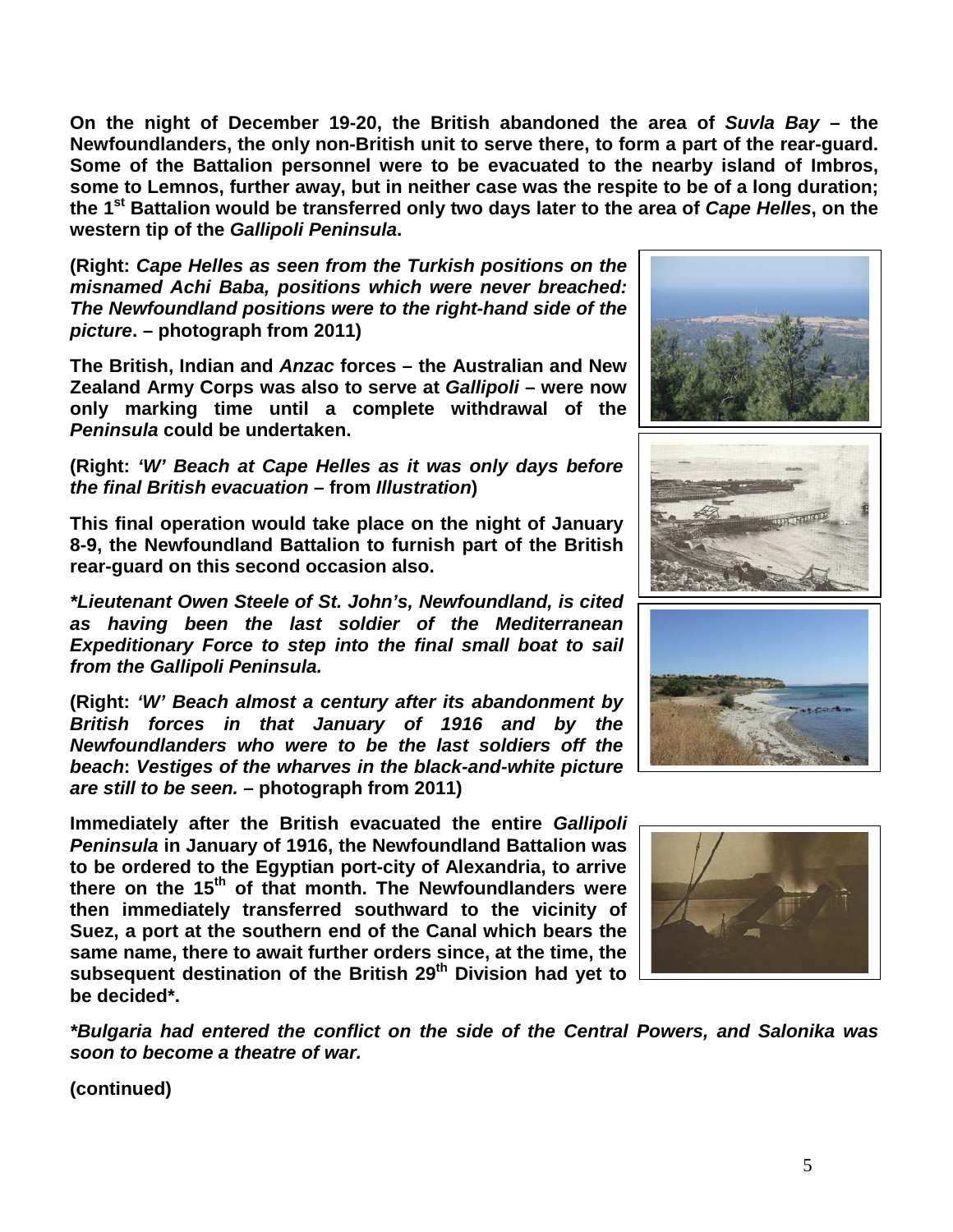**On the night of December 19-20, the British abandoned the area of *Suvla Bay* – the Newfoundlanders, the only non-British unit to serve there, to form a part of the rear-guard. Some of the Battalion personnel were to be evacuated to the nearby island of Imbros, some to Lemnos, further away, but in neither case was the respite to be of a long duration; the 1st Battalion would be transferred only two days later to the area of *Cape Helles*, on the western tip of the *Gallipoli Peninsula*.**

**(Right: *Cape Helles as seen from the Turkish positions on the misnamed Achi Baba, positions which were never breached: The Newfoundland positions were to the right-hand side of the picture*. – photograph from 2011)**

**The British, Indian and *Anzac* forces – the Australian and New Zealand Army Corps was also to serve at *Gallipoli* – were now only marking time until a complete withdrawal of the *Peninsula* could be undertaken.**

**(Right: *'W' Beach at Cape Helles as it was only days before the final British evacuation* – from *Illustration*)**

**This final operation would take place on the night of January 8-9, the Newfoundland Battalion to furnish part of the British rear-guard on this second occasion also.**

***\*Lieutenant Owen Steele of St. John's, Newfoundland, is cited as having been the last soldier of the Mediterranean Expeditionary Force to step into the final small boat to sail from the Gallipoli Peninsula.***

**(Right: *'W' Beach almost a century after its abandonment by British forces in that January of 1916 and by the Newfoundlanders who were to be the last soldiers off the beach*: *Vestiges of the wharves in the black-and-white picture are still to be seen.* – photograph from 2011)**

**Immediately after the British evacuated the entire *Gallipoli Peninsula* in January of 1916, the Newfoundland Battalion was to be ordered to the Egyptian port-city of Alexandria, to arrive there on the 15th of that month. The Newfoundlanders were then immediately transferred southward to the vicinity of Suez, a port at the southern end of the Canal which bears the same name, there to await further orders since, at the time, the subsequent destination of the British 29th Division had yet to be decided\*.**

***\*Bulgaria had entered the conflict on the side of the Central Powers, and Salonika was soon to become a theatre of war.***

**(continued)**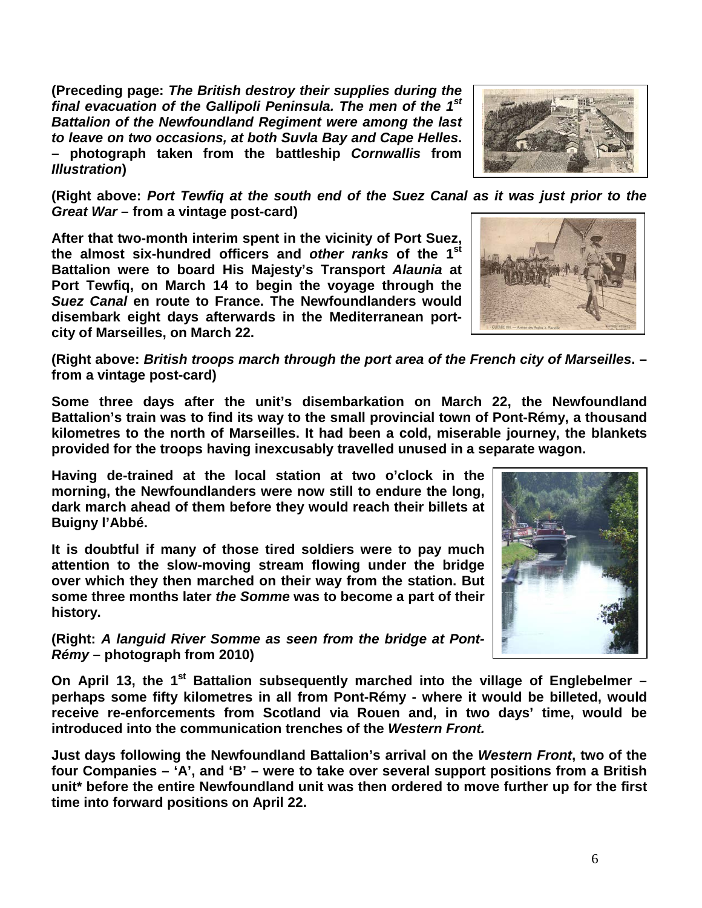**(Preceding page: *The British destroy their supplies during the final evacuation of the Gallipoli Peninsula. The men of the 1st Battalion of the Newfoundland Regiment were among the last to leave on two occasions, at both Suvla Bay and Cape Helles*. – photograph taken from the battleship *Cornwallis* from *Illustration*)**

**(Right above: *Port Tewfiq at the south end of the Suez Canal as it was just prior to the Great War* – from a vintage post-card)**

**After that two-month interim spent in the vicinity of Port Suez, the almost six-hundred officers and *other ranks* of the 1st Battalion were to board His Majesty's Transport *Alaunia* at Port Tewfiq, on March 14 to begin the voyage through the *Suez Canal* en route to France. The Newfoundlanders would disembark eight days afterwards in the Mediterranean port-city of Marseilles, on March 22.**

**(Right above: *British troops march through the port area of the French city of Marseilles*. – from a vintage post-card)**

**Some three days after the unit's disembarkation on March 22, the Newfoundland Battalion's train was to find its way to the small provincial town of Pont-Rémy, a thousand kilometres to the north of Marseilles. It had been a cold, miserable journey, the blankets provided for the troops having inexcusably travelled unused in a separate wagon.**

**Having de-trained at the local station at two o'clock in the morning, the Newfoundlanders were now still to endure the long, dark march ahead of them before they would reach their billets at Buigny l'Abbé.**

**It is doubtful if many of those tired soldiers were to pay much attention to the slow-moving stream flowing under the bridge over which they then marched on their way from the station. But some three months later *the Somme* was to become a part of their history.**

**(Right: *A languid River Somme as seen from the bridge at Pont-Rémy* – photograph from 2010)**

**On April 13, the 1st Battalion subsequently marched into the village of Englebelmer – perhaps some fifty kilometres in all from Pont-Rémy - where it would be billeted, would receive re-enforcements from Scotland via Rouen and, in two days' time, would be introduced into the communication trenches of the *Western Front.***

**Just days following the Newfoundland Battalion's arrival on the *Western Front*, two of the four Companies – 'A', and 'B' – were to take over several support positions from a British unit* before the entire Newfoundland unit was then ordered to move further up for the first time into forward positions on April 22.**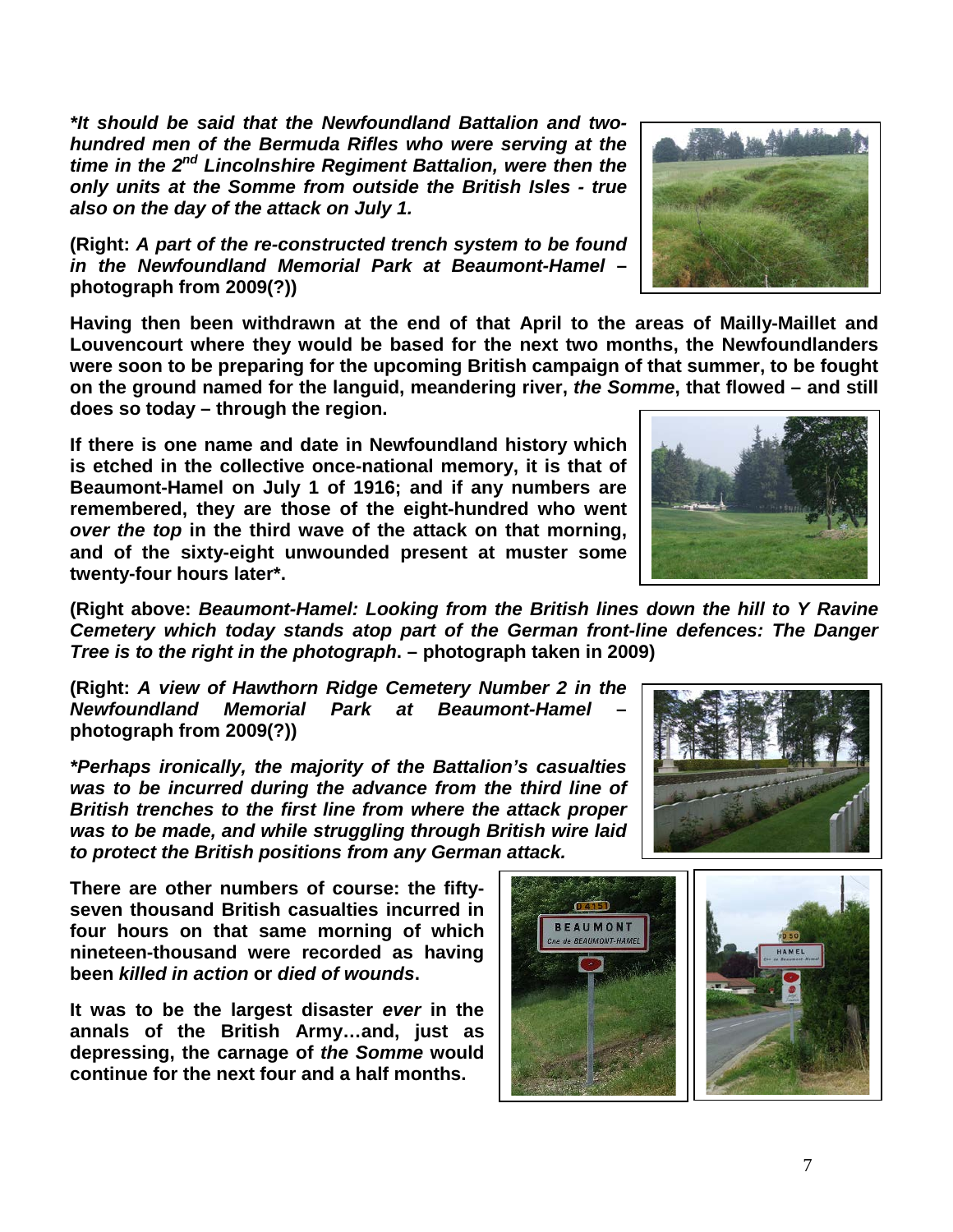***It should be said that the Newfoundland Battalion and two-hundred men of the Bermuda Rifles who were serving at the time in the 2nd Lincolnshire Regiment Battalion, were then the only units at the Somme from outside the British Isles - true also on the day of the attack on July 1.***

**(Right: *A part of the re-constructed trench system to be found in the Newfoundland Memorial Park at Beaumont-Hamel* – photograph from 2009(?))**

**Having then been withdrawn at the end of that April to the areas of Mailly-Maillet and Louvencourt where they would be based for the next two months, the Newfoundlanders were soon to be preparing for the upcoming British campaign of that summer, to be fought on the ground named for the languid, meandering river, *the Somme*, that flowed – and still does so today – through the region.**

**If there is one name and date in Newfoundland history which is etched in the collective once-national memory, it is that of Beaumont-Hamel on July 1 of 1916; and if any numbers are remembered, they are those of the eight-hundred who went *over the top* in the third wave of the attack on that morning, and of the sixty-eight unwounded present at muster some twenty-four hours later*.**

**(Right above: *Beaumont-Hamel: Looking from the British lines down the hill to Y Ravine Cemetery which today stands atop part of the German front-line defences: The Danger Tree is to the right in the photograph*. – photograph taken in 2009)**

**(Right: *A view of Hawthorn Ridge Cemetery Number 2 in the Newfoundland Memorial Park at Beaumont-Hamel* – photograph from 2009(?))**

***Perhaps ironically, the majority of the Battalion's casualties was to be incurred during the advance from the third line of British trenches to the first line from where the attack proper was to be made, and while struggling through British wire laid to protect the British positions from any German attack.***

**There are other numbers of course: the fifty-seven thousand British casualties incurred in four hours on that same morning of which nineteen-thousand were recorded as having been *killed in action* or *died of wounds*.**

**It was to be the largest disaster *ever* in the annals of the British Army…and, just as depressing, the carnage of *the Somme* would continue for the next four and a half months.**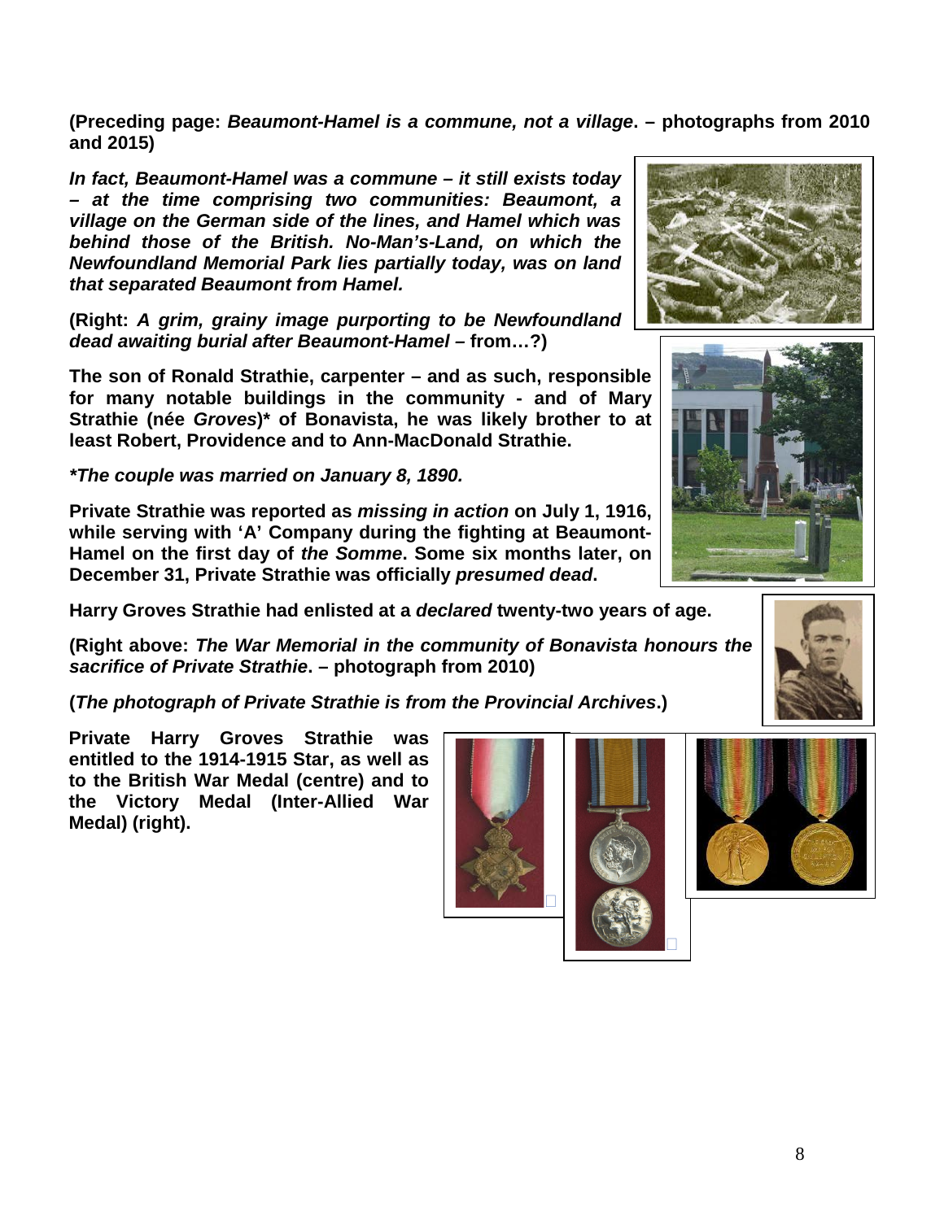**(Preceding page: *Beaumont-Hamel is a commune, not a village*. – photographs from 2010 and 2015)**

***In fact, Beaumont-Hamel was a commune – it still exists today – at the time comprising two communities: Beaumont, a village on the German side of the lines, and Hamel which was behind those of the British. No-Man's-Land, on which the Newfoundland Memorial Park lies partially today, was on land that separated Beaumont from Hamel.***

**(Right: *A grim, grainy image purporting to be Newfoundland dead awaiting burial after Beaumont-Hamel* – from…?)**

**The son of Ronald Strathie, carpenter – and as such, responsible for many notable buildings in the community - and of Mary Strathie (née *Groves*)* of Bonavista, he was likely brother to at least Robert, Providence and to Ann-MacDonald Strathie.**

***\*The couple was married on January 8, 1890.***

**Private Strathie was reported as *missing in action* on July 1, 1916, while serving with 'A' Company during the fighting at Beaumont-Hamel on the first day of *the Somme*. Some six months later, on December 31, Private Strathie was officially *presumed dead*.**

**Harry Groves Strathie had enlisted at a *declared* twenty-two years of age.**

**(Right above: *The War Memorial in the community of Bonavista honours the sacrifice of Private Strathie*. – photograph from 2010)**

**(*The photograph of Private Strathie is from the Provincial Archives*.)**

**Private Harry Groves Strathie was entitled to the 1914-1915 Star, as well as to the British War Medal (centre) and to the Victory Medal (Inter-Allied War Medal) (right).**